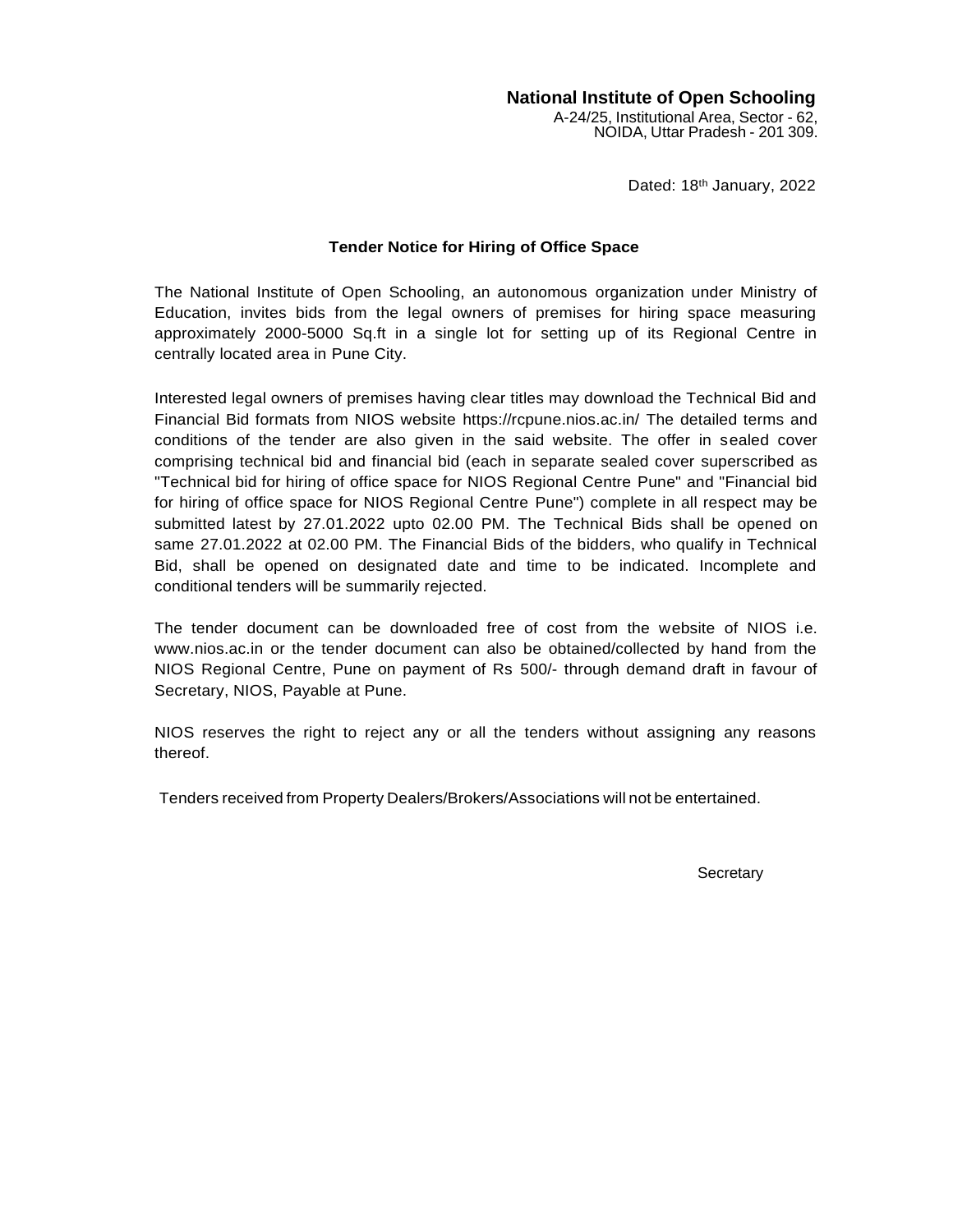**National Institute of Open Schooling**
A-24/25, Institutional Area, Sector - 62,
NOIDA, Uttar Pradesh - 201 309.

Dated: 18th January, 2022

### Tender Notice for Hiring of Office Space

The National Institute of Open Schooling, an autonomous organization under Ministry of Education, invites bids from the legal owners of premises for hiring space measuring approximately 2000-5000 Sq.ft in a single lot for setting up of its Regional Centre in centrally located area in Pune City.

Interested legal owners of premises having clear titles may download the Technical Bid and Financial Bid formats from NIOS website https://rcpune.nios.ac.in/ The detailed terms and conditions of the tender are also given in the said website. The offer in sealed cover comprising technical bid and financial bid (each in separate sealed cover superscribed as "Technical bid for hiring of office space for NIOS Regional Centre Pune" and "Financial bid for hiring of office space for NIOS Regional Centre Pune") complete in all respect may be submitted latest by 27.01.2022 upto 02.00 PM. The Technical Bids shall be opened on same 27.01.2022 at 02.00 PM. The Financial Bids of the bidders, who qualify in Technical Bid, shall be opened on designated date and time to be indicated. Incomplete and conditional tenders will be summarily rejected.

The tender document can be downloaded free of cost from the website of NIOS i.e. www.nios.ac.in or the tender document can also be obtained/collected by hand from the NIOS Regional Centre, Pune on payment of Rs 500/- through demand draft in favour of Secretary, NIOS, Payable at Pune.

NIOS reserves the right to reject any or all the tenders without assigning any reasons thereof.

Tenders received from Property Dealers/Brokers/Associations will not be entertained.

Secretary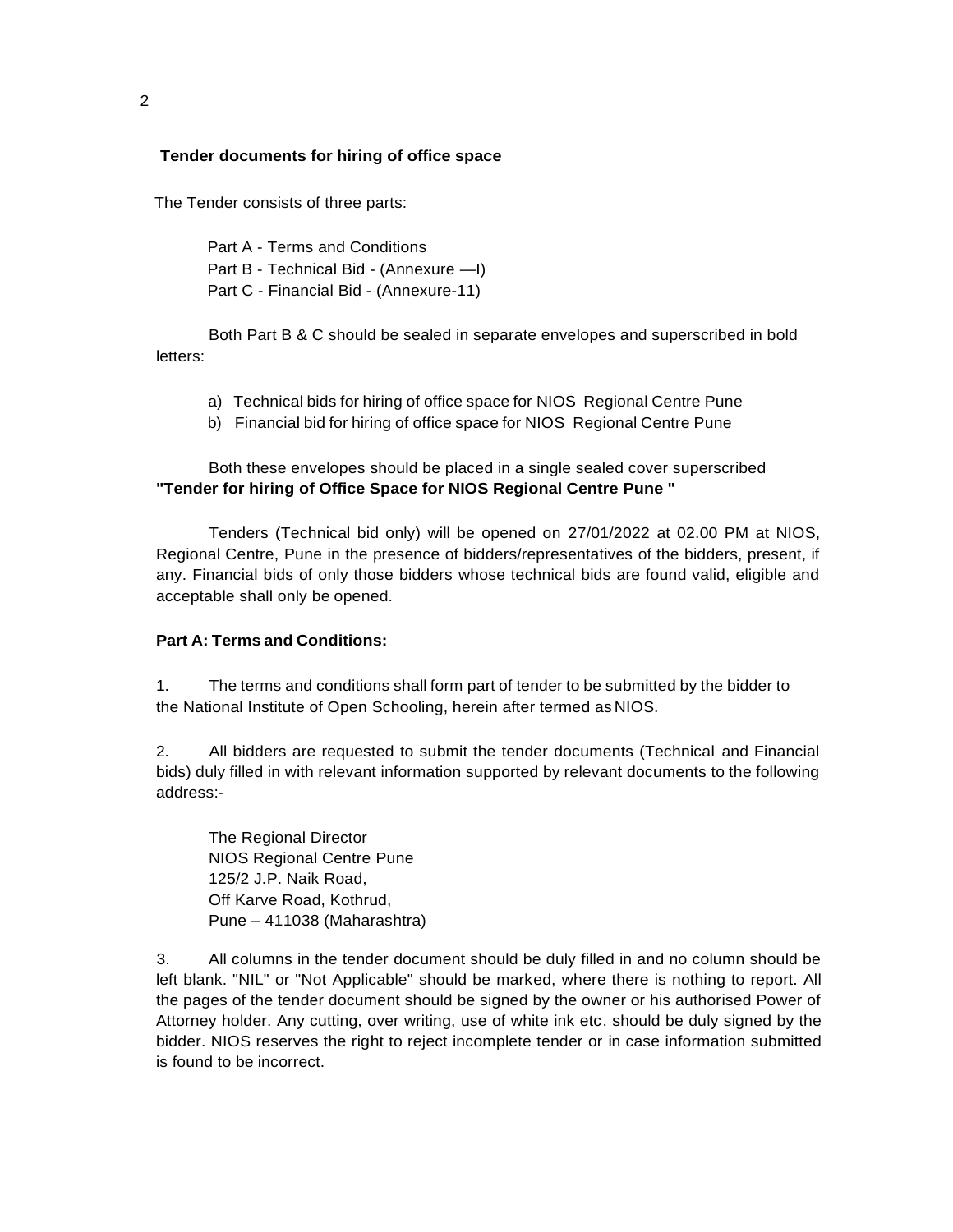**Tender documents for hiring of office space**

The Tender consists of three parts:

Part A - Terms and Conditions
Part B - Technical Bid - (Annexure —I)
Part C - Financial Bid - (Annexure-11)

Both Part B & C should be sealed in separate envelopes and superscribed in bold letters:

a) Technical bids for hiring of office space for NIOS Regional Centre Pune
b) Financial bid for hiring of office space for NIOS Regional Centre Pune

Both these envelopes should be placed in a single sealed cover superscribed **"Tender for hiring of Office Space for NIOS Regional Centre Pune "**

Tenders (Technical bid only) will be opened on 27/01/2022 at 02.00 PM at NIOS, Regional Centre, Pune in the presence of bidders/representatives of the bidders, present, if any. Financial bids of only those bidders whose technical bids are found valid, eligible and acceptable shall only be opened.

**Part A: Terms and Conditions:**

1. The terms and conditions shall form part of tender to be submitted by the bidder to the National Institute of Open Schooling, herein after termed as NIOS.

2. All bidders are requested to submit the tender documents (Technical and Financial bids) duly filled in with relevant information supported by relevant documents to the following address:-

The Regional Director
NIOS Regional Centre Pune
125/2 J.P. Naik Road,
Off Karve Road, Kothrud,
Pune – 411038 (Maharashtra)

3. All columns in the tender document should be duly filled in and no column should be left blank. "NIL" or "Not Applicable" should be marked, where there is nothing to report. All the pages of the tender document should be signed by the owner or his authorised Power of Attorney holder. Any cutting, over writing, use of white ink etc. should be duly signed by the bidder. NIOS reserves the right to reject incomplete tender or in case information submitted is found to be incorrect.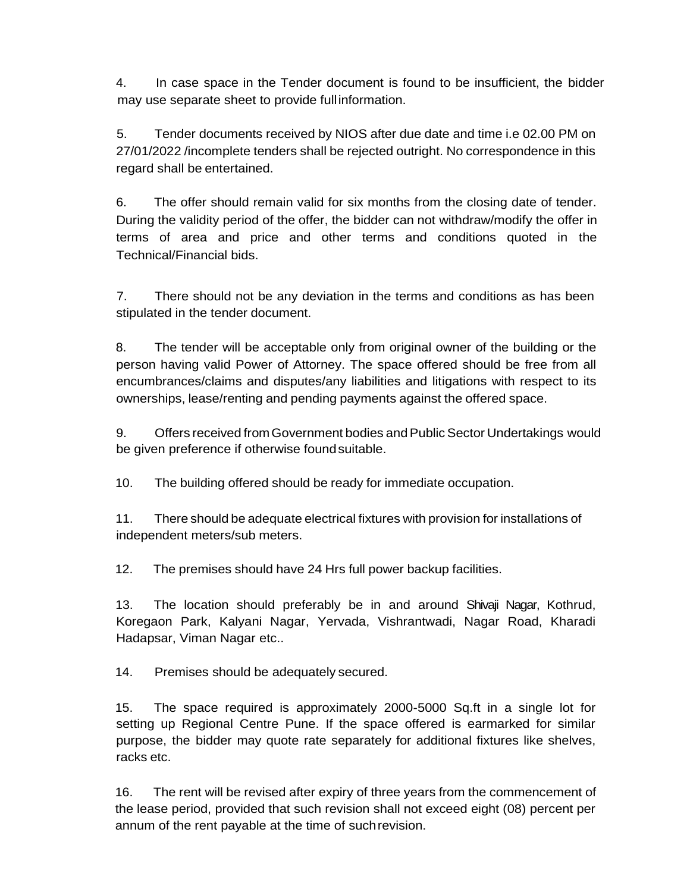4. In case space in the Tender document is found to be insufficient, the bidder may use separate sheet to provide full information.

5. Tender documents received by NIOS after due date and time i.e 02.00 PM on 27/01/2022 /incomplete tenders shall be rejected outright. No correspondence in this regard shall be entertained.

6. The offer should remain valid for six months from the closing date of tender. During the validity period of the offer, the bidder can not withdraw/modify the offer in terms of area and price and other terms and conditions quoted in the Technical/Financial bids.

7. There should not be any deviation in the terms and conditions as has been stipulated in the tender document.

8. The tender will be acceptable only from original owner of the building or the person having valid Power of Attorney. The space offered should be free from all encumbrances/claims and disputes/any liabilities and litigations with respect to its ownerships, lease/renting and pending payments against the offered space.

9. Offers received from Government bodies and Public Sector Undertakings would be given preference if otherwise found suitable.

10. The building offered should be ready for immediate occupation.

11. There should be adequate electrical fixtures with provision for installations of independent meters/sub meters.

12. The premises should have 24 Hrs full power backup facilities.

13. The location should preferably be in and around Shivaji Nagar, Kothrud, Koregaon Park, Kalyani Nagar, Yervada, Vishrantwadi, Nagar Road, Kharadi Hadapsar, Viman Nagar etc..

14. Premises should be adequately secured.

15. The space required is approximately 2000-5000 Sq.ft in a single lot for setting up Regional Centre Pune. If the space offered is earmarked for similar purpose, the bidder may quote rate separately for additional fixtures like shelves, racks etc.

16. The rent will be revised after expiry of three years from the commencement of the lease period, provided that such revision shall not exceed eight (08) percent per annum of the rent payable at the time of such revision.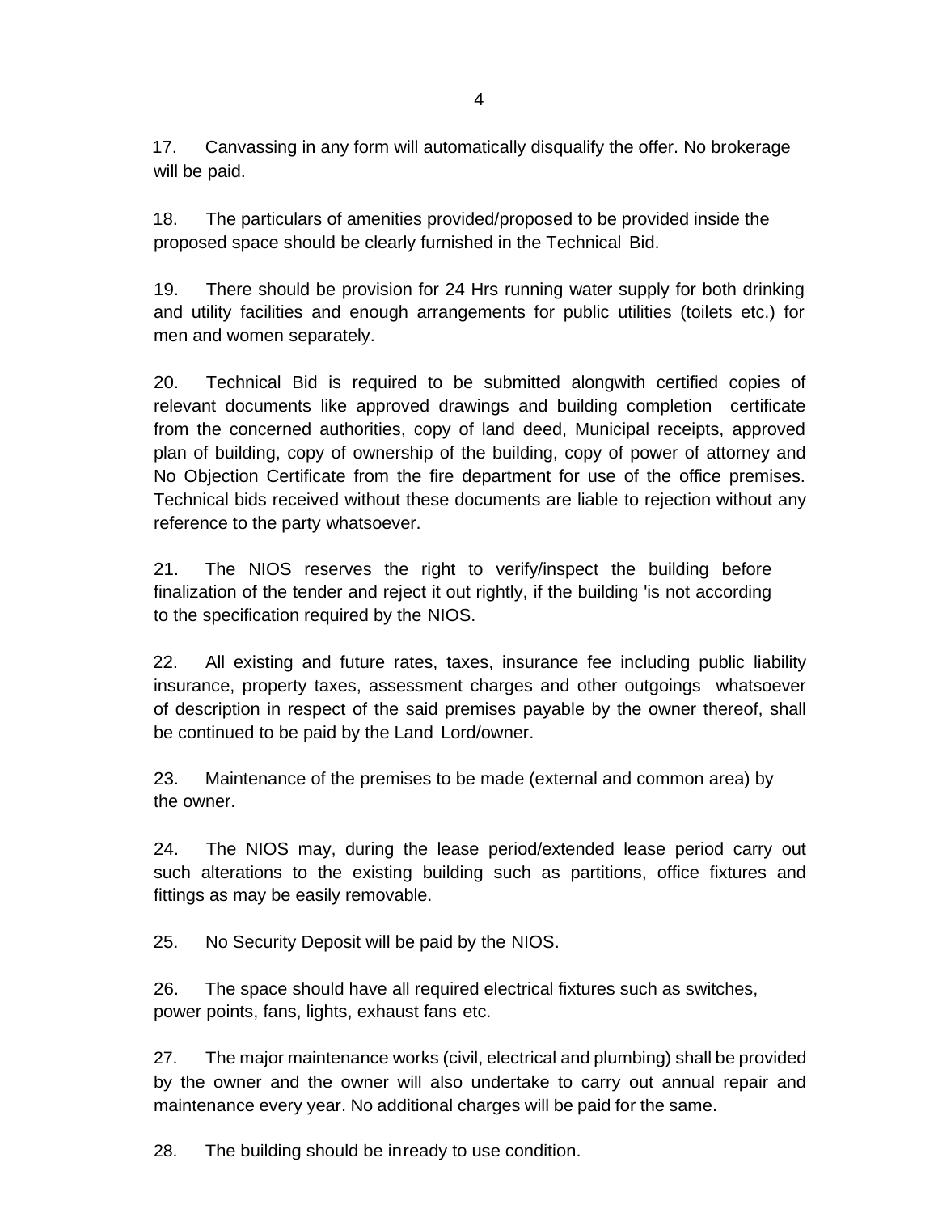17. Canvassing in any form will automatically disqualify the offer. No brokerage will be paid.

18. The particulars of amenities provided/proposed to be provided inside the proposed space should be clearly furnished in the Technical Bid.

19. There should be provision for 24 Hrs running water supply for both drinking and utility facilities and enough arrangements for public utilities (toilets etc.) for men and women separately.

20. Technical Bid is required to be submitted alongwith certified copies of relevant documents like approved drawings and building completion certificate from the concerned authorities, copy of land deed, Municipal receipts, approved plan of building, copy of ownership of the building, copy of power of attorney and No Objection Certificate from the fire department for use of the office premises. Technical bids received without these documents are liable to rejection without any reference to the party whatsoever.

21. The NIOS reserves the right to verify/inspect the building before finalization of the tender and reject it out rightly, if the building 'is not according to the specification required by the NIOS.

22. All existing and future rates, taxes, insurance fee including public liability insurance, property taxes, assessment charges and other outgoings whatsoever of description in respect of the said premises payable by the owner thereof, shall be continued to be paid by the Land Lord/owner.

23. Maintenance of the premises to be made (external and common area) by the owner.

24. The NIOS may, during the lease period/extended lease period carry out such alterations to the existing building such as partitions, office fixtures and fittings as may be easily removable.

25. No Security Deposit will be paid by the NIOS.

26. The space should have all required electrical fixtures such as switches, power points, fans, lights, exhaust fans etc.

27. The major maintenance works (civil, electrical and plumbing) shall be provided by the owner and the owner will also undertake to carry out annual repair and maintenance every year. No additional charges will be paid for the same.

28. The building should be inready to use condition.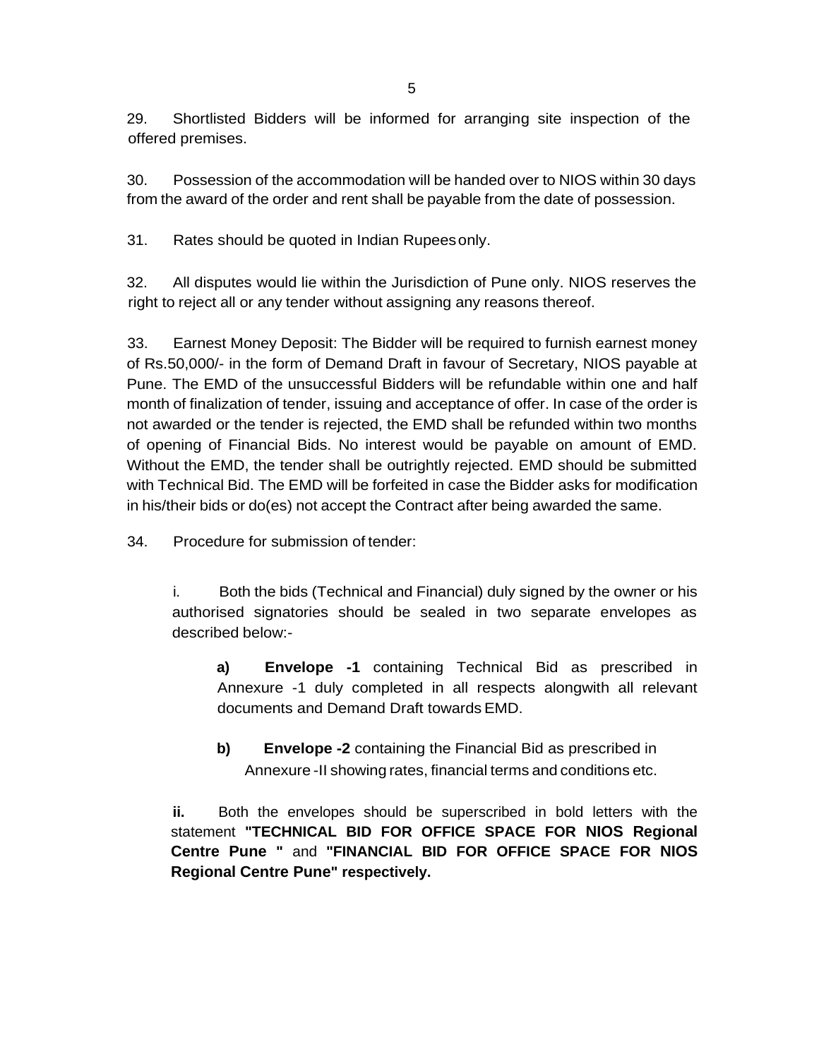29. Shortlisted Bidders will be informed for arranging site inspection of the offered premises.

30. Possession of the accommodation will be handed over to NIOS within 30 days from the award of the order and rent shall be payable from the date of possession.

31. Rates should be quoted in Indian Rupees only.

32. All disputes would lie within the Jurisdiction of Pune only. NIOS reserves the right to reject all or any tender without assigning any reasons thereof.

33. Earnest Money Deposit: The Bidder will be required to furnish earnest money of Rs.50,000/- in the form of Demand Draft in favour of Secretary, NIOS payable at Pune. The EMD of the unsuccessful Bidders will be refundable within one and half month of finalization of tender, issuing and acceptance of offer. In case of the order is not awarded or the tender is rejected, the EMD shall be refunded within two months of opening of Financial Bids. No interest would be payable on amount of EMD. Without the EMD, the tender shall be outrightly rejected. EMD should be submitted with Technical Bid. The EMD will be forfeited in case the Bidder asks for modification in his/their bids or do(es) not accept the Contract after being awarded the same.

34. Procedure for submission of tender:

i. Both the bids (Technical and Financial) duly signed by the owner or his authorised signatories should be sealed in two separate envelopes as described below:-

**a)** **Envelope -1** containing Technical Bid as prescribed in Annexure -1 duly completed in all respects alongwith all relevant documents and Demand Draft towards EMD.

**b)** **Envelope -2** containing the Financial Bid as prescribed in Annexure -II showing rates, financial terms and conditions etc.

**ii.** Both the envelopes should be superscribed in bold letters with the statement **"TECHNICAL BID FOR OFFICE SPACE FOR NIOS Regional Centre Pune "** and **"FINANCIAL BID FOR OFFICE SPACE FOR NIOS Regional Centre Pune" respectively.**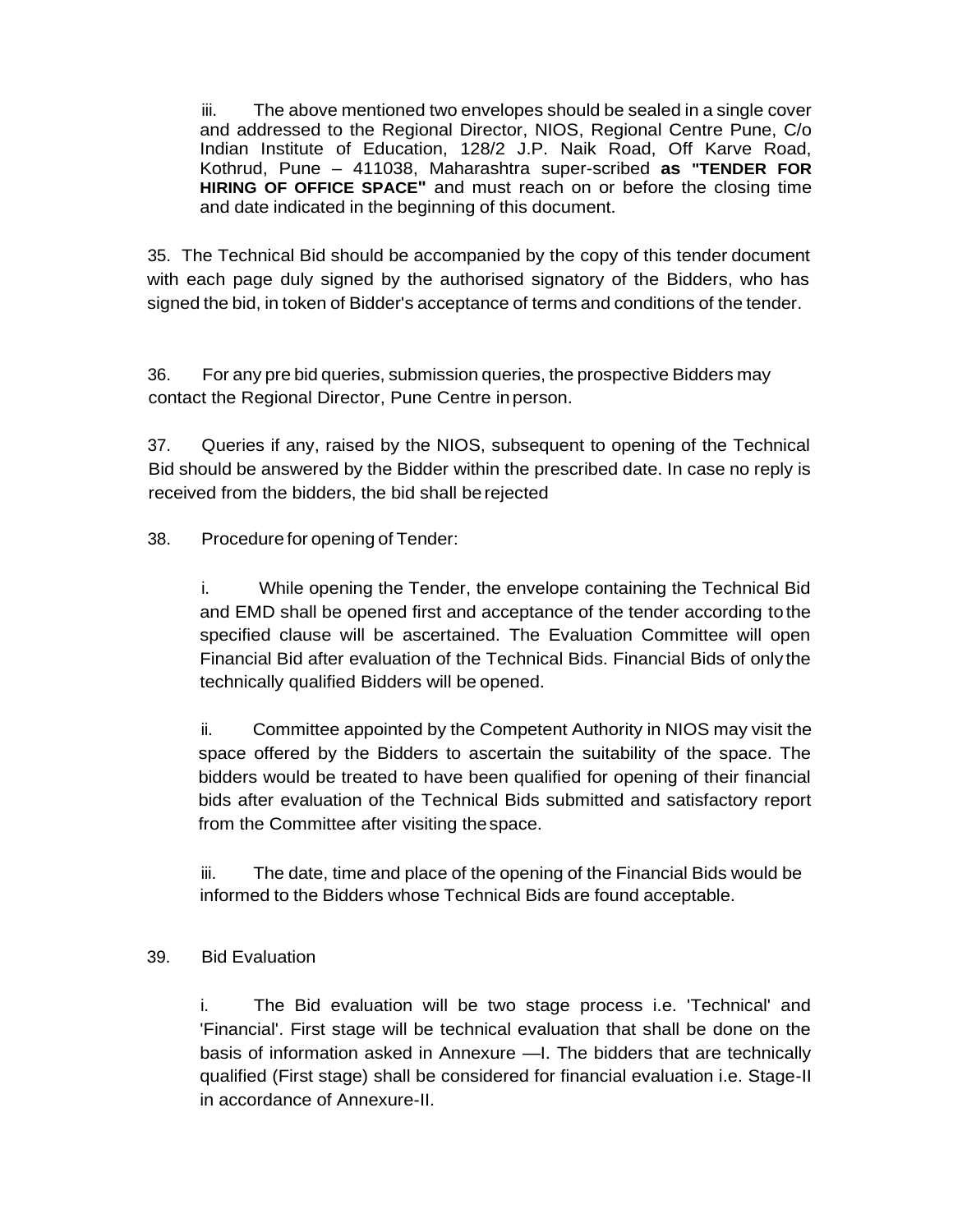iii. The above mentioned two envelopes should be sealed in a single cover and addressed to the Regional Director, NIOS, Regional Centre Pune, C/o Indian Institute of Education, 128/2 J.P. Naik Road, Off Karve Road, Kothrud, Pune – 411038, Maharashtra super-scribed **as "TENDER FOR HIRING OF OFFICE SPACE"** and must reach on or before the closing time and date indicated in the beginning of this document.

35. The Technical Bid should be accompanied by the copy of this tender document with each page duly signed by the authorised signatory of the Bidders, who has signed the bid, in token of Bidder's acceptance of terms and conditions of the tender.

36. For any pre bid queries, submission queries, the prospective Bidders may contact the Regional Director, Pune Centre in person.

37. Queries if any, raised by the NIOS, subsequent to opening of the Technical Bid should be answered by the Bidder within the prescribed date. In case no reply is received from the bidders, the bid shall be rejected

38. Procedure for opening of Tender:

i. While opening the Tender, the envelope containing the Technical Bid and EMD shall be opened first and acceptance of the tender according to the specified clause will be ascertained. The Evaluation Committee will open Financial Bid after evaluation of the Technical Bids. Financial Bids of only the technically qualified Bidders will be opened.

ii. Committee appointed by the Competent Authority in NIOS may visit the space offered by the Bidders to ascertain the suitability of the space. The bidders would be treated to have been qualified for opening of their financial bids after evaluation of the Technical Bids submitted and satisfactory report from the Committee after visiting the space.

iii. The date, time and place of the opening of the Financial Bids would be informed to the Bidders whose Technical Bids are found acceptable.

39. Bid Evaluation

i. The Bid evaluation will be two stage process i.e. 'Technical' and 'Financial'. First stage will be technical evaluation that shall be done on the basis of information asked in Annexure —I. The bidders that are technically qualified (First stage) shall be considered for financial evaluation i.e. Stage-II in accordance of Annexure-II.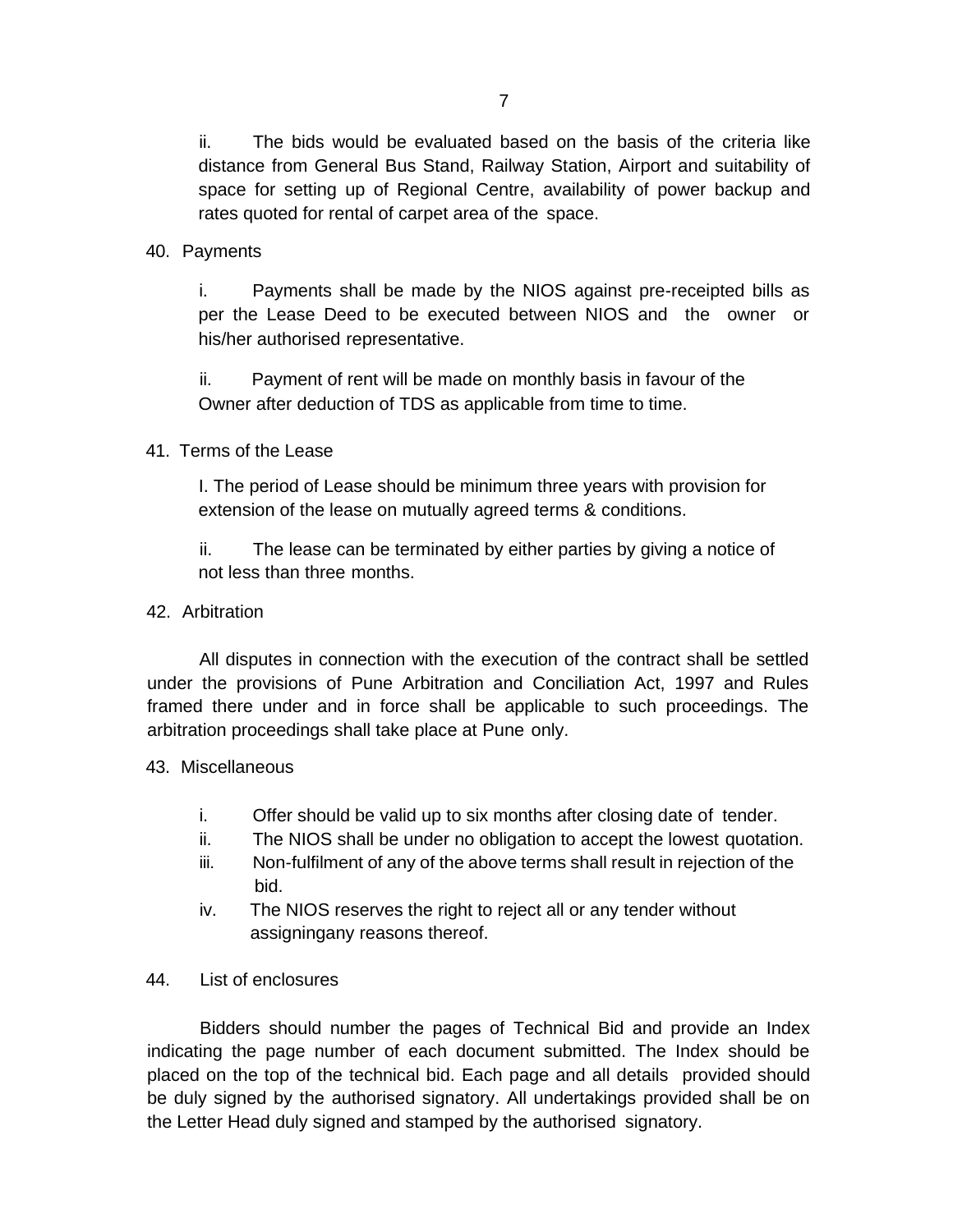ii. The bids would be evaluated based on the basis of the criteria like distance from General Bus Stand, Railway Station, Airport and suitability of space for setting up of Regional Centre, availability of power backup and rates quoted for rental of carpet area of the space.

40. Payments

i. Payments shall be made by the NIOS against pre-receipted bills as per the Lease Deed to be executed between NIOS and the owner or his/her authorised representative.

ii. Payment of rent will be made on monthly basis in favour of the Owner after deduction of TDS as applicable from time to time.

41. Terms of the Lease

I. The period of Lease should be minimum three years with provision for extension of the lease on mutually agreed terms & conditions.

ii. The lease can be terminated by either parties by giving a notice of not less than three months.

42. Arbitration

All disputes in connection with the execution of the contract shall be settled under the provisions of Pune Arbitration and Conciliation Act, 1997 and Rules framed there under and in force shall be applicable to such proceedings. The arbitration proceedings shall take place at Pune only.

43. Miscellaneous

i. Offer should be valid up to six months after closing date of tender.
ii. The NIOS shall be under no obligation to accept the lowest quotation.
iii. Non-fulfilment of any of the above terms shall result in rejection of the bid.
iv. The NIOS reserves the right to reject all or any tender without assigningany reasons thereof.

44. List of enclosures

Bidders should number the pages of Technical Bid and provide an Index indicating the page number of each document submitted. The Index should be placed on the top of the technical bid. Each page and all details provided should be duly signed by the authorised signatory. All undertakings provided shall be on the Letter Head duly signed and stamped by the authorised signatory.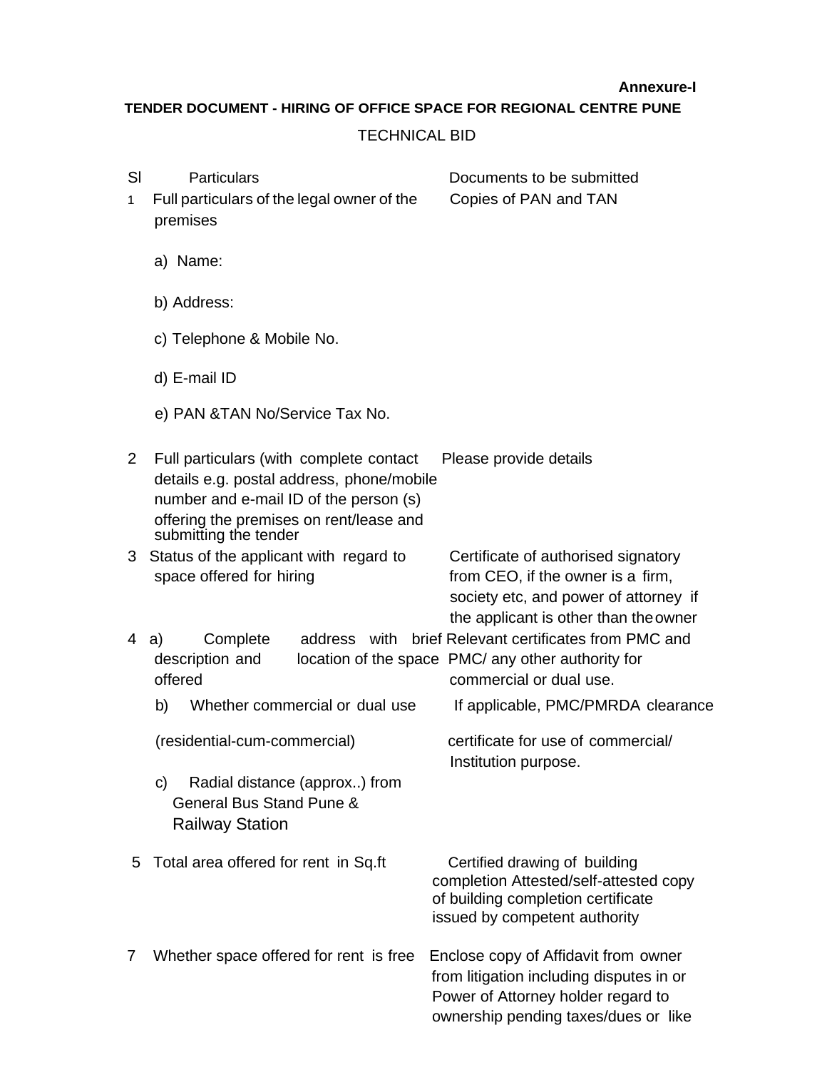**Annexure-I**

**TENDER DOCUMENT - HIRING OF OFFICE SPACE FOR REGIONAL CENTRE PUNE**

TECHNICAL BID

| Sl | Particulars | Documents to be submitted |
|---|---|---|
| 1 | Full particulars of the legal owner of the premises<br><br>a) Name:<br><br>b) Address:<br><br>c) Telephone & Mobile No.<br><br>d) E-mail ID<br><br>e) PAN &TAN No/Service Tax No. | Copies of PAN and TAN |
| 2 | Full particulars (with complete contact details e.g. postal address, phone/mobile number and e-mail ID of the person (s) offering the premises on rent/lease and submitting the tender | Please provide details |
| 3 | Status of the applicant with regard to space offered for hiring | Certificate of authorised signatory from CEO, if the owner is a firm, society etc, and power of attorney if the applicant is other than the owner |
| 4 | a) Complete address with brief description and location of the space offered | Relevant certificates from PMC and PMC/ any other authority for commercial or dual use. |
| | b) Whether commercial or dual use (residential-cum-commercial) | If applicable, PMC/PMRDA clearance certificate for use of commercial/ Institution purpose. |
| | c) Radial distance (approx..) from General Bus Stand Pune & Railway Station | |
| 5 | Total area offered for rent in Sq.ft | Certified drawing of building completion Attested/self-attested copy of building completion certificate issued by competent authority |
| 7 | Whether space offered for rent is free from litigation including disputes in regard to ownership pending taxes/dues or like | Enclose copy of Affidavit from owner or Power of Attorney holder |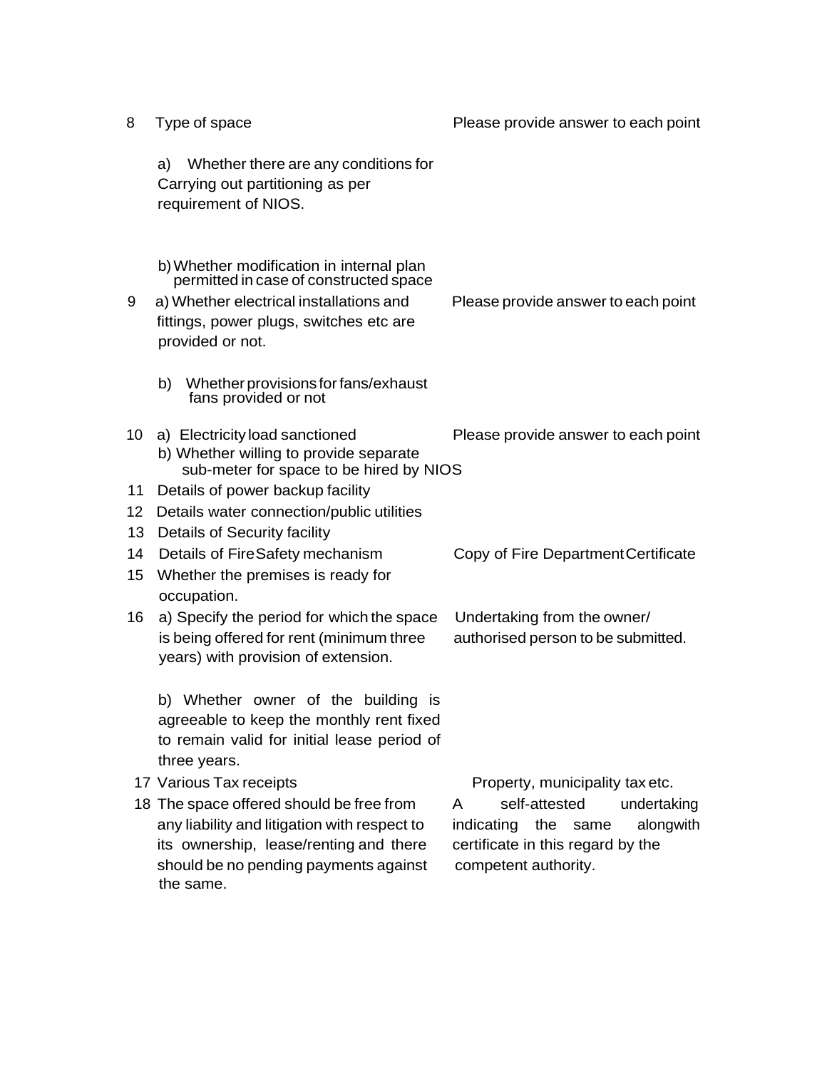| | | |
|---|---|---|
| 8 | Type of space | Please provide answer to each point |
| | a) Whether there are any conditions for Carrying out partitioning as per requirement of NIOS. | |
| | b) Whether modification in internal plan permitted in case of constructed space | |
| 9 | a) Whether electrical installations and fittings, power plugs, switches etc are provided or not. | Please provide answer to each point |
| | b) Whether provisions for fans/exhaust fans provided or not | |
| 10 | a) Electricity load sanctioned<br>b) Whether willing to provide separate sub-meter for space to be hired by NIOS | Please provide answer to each point |
| 11 | Details of power backup facility | |
| 12 | Details water connection/public utilities | |
| 13 | Details of Security facility | |
| 14 | Details of Fire Safety mechanism | Copy of Fire Department Certificate |
| 15 | Whether the premises is ready for occupation. | |
| 16 | a) Specify the period for which the space is being offered for rent (minimum three years) with provision of extension. | Undertaking from the owner/ authorised person to be submitted. |
| | b) Whether owner of the building is agreeable to keep the monthly rent fixed to remain valid for initial lease period of three years. | |
| 17 | Various Tax receipts | Property, municipality tax etc. |
| 18 | The space offered should be free from any liability and litigation with respect to its ownership, lease/renting and there should be no pending payments against the same. | A self-attested undertaking indicating the same alongwith certificate in this regard by the competent authority. |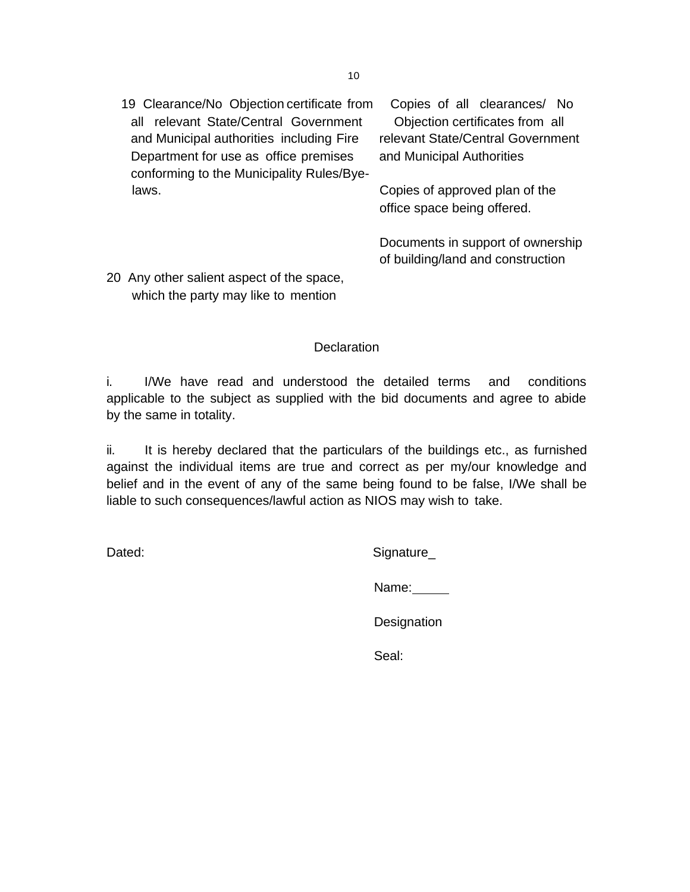| | | |
|---|---|---|
| 19 | Clearance/No Objection certificate from all relevant State/Central Government and Municipal authorities including Fire Department for use as office premises conforming to the Municipality Rules/Bye-laws. | Copies of all clearances/ No Objection certificates from all relevant State/Central Government and Municipal Authorities<br><br>Copies of approved plan of the office space being offered.<br><br>Documents in support of ownership of building/land and construction |
| 20 | Any other salient aspect of the space, which the party may like to mention | |

## Declaration

i. I/We have read and understood the detailed terms and conditions applicable to the subject as supplied with the bid documents and agree to abide by the same in totality.

ii. It is hereby declared that the particulars of the buildings etc., as furnished against the individual items are true and correct as per my/our knowledge and belief and in the event of any of the same being found to be false, I/We shall be liable to such consequences/lawful action as NIOS may wish to take.

Dated: Signature_

Name:_____

Designation

Seal: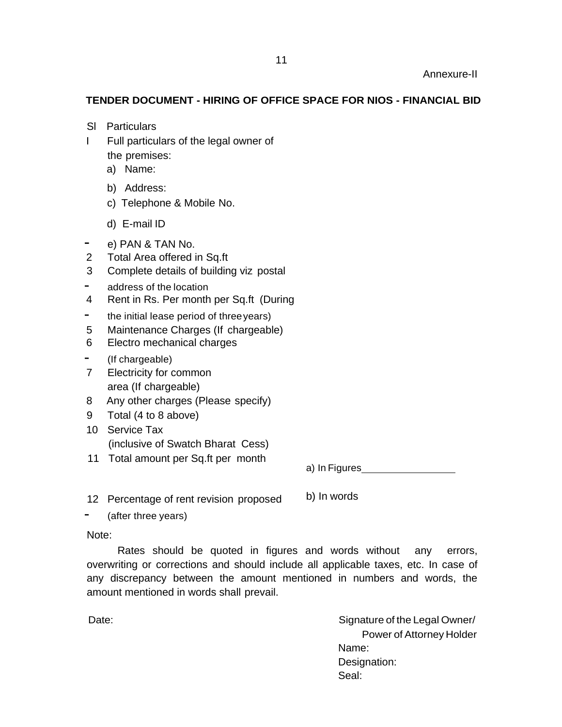Annexure-II

**TENDER DOCUMENT - HIRING OF OFFICE SPACE FOR NIOS - FINANCIAL BID**

| Sl | Particulars | |
|---|---|---|
| I | Full particulars of the legal owner of the premises: | |
| | a) Name: | |
| | b) Address: | |
| | c) Telephone & Mobile No. | |
| | d) E-mail ID | |
| - | e) PAN & TAN No. | |
| 2 | Total Area offered in Sq.ft | |
| 3 | Complete details of building viz postal | |
| - | address of the location | |
| 4 | Rent in Rs. Per month per Sq.ft (During | |
| - | the initial lease period of three years) | |
| 5 | Maintenance Charges (If chargeable) | |
| 6 | Electro mechanical charges | |
| - | (If chargeable) | |
| 7 | Electricity for common area (If chargeable) | |
| 8 | Any other charges (Please specify) | |
| 9 | Total (4 to 8 above) | |
| 10 | Service Tax (inclusive of Swatch Bharat Cess) | |
| 11 | Total amount per Sq.ft per month | a) In Figures________________ |
| 12 | Percentage of rent revision proposed | b) In words |
| - | (after three years) | |

Note:

Rates should be quoted in figures and words without any errors, overwriting or corrections and should include all applicable taxes, etc. In case of any discrepancy between the amount mentioned in numbers and words, the amount mentioned in words shall prevail.

Date:

Signature of the Legal Owner/
Power of Attorney Holder
Name:
Designation:
Seal: